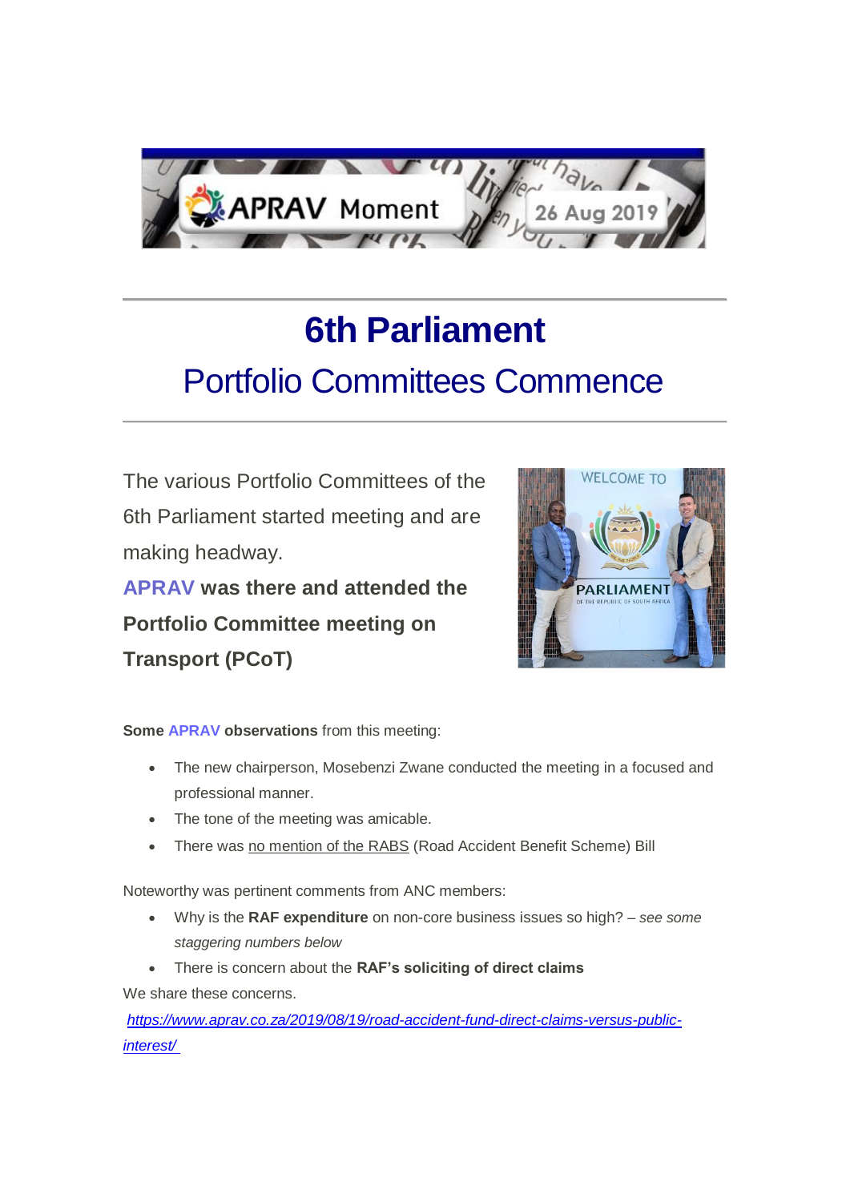APRAV Moment 26 Aug 2019

# 6th Parliament

## Portfolio Committees Commence

The various Portfolio Committees of the 6th Parliament started meeting and are making headway.

**APRAV was there and attended the Portfolio Committee meeting on Transport (PCoT)**

**Some APRAV observations** from this meeting:

- The new chairperson, Mosebenzi Zwane conducted the meeting in a focused and professional manner.
- The tone of the meeting was amicable.
- There was no mention of the RABS (Road Accident Benefit Scheme) Bill

Noteworthy was pertinent comments from ANC members:

- Why is the **RAF expenditure** on non-core business issues so high? – *see some staggering numbers below*
- There is concern about the **RAF's soliciting of direct claims**

We share these concerns.

*https://www.aprav.co.za/2019/08/19/road-accident-fund-direct-claims-versus-public-interest/*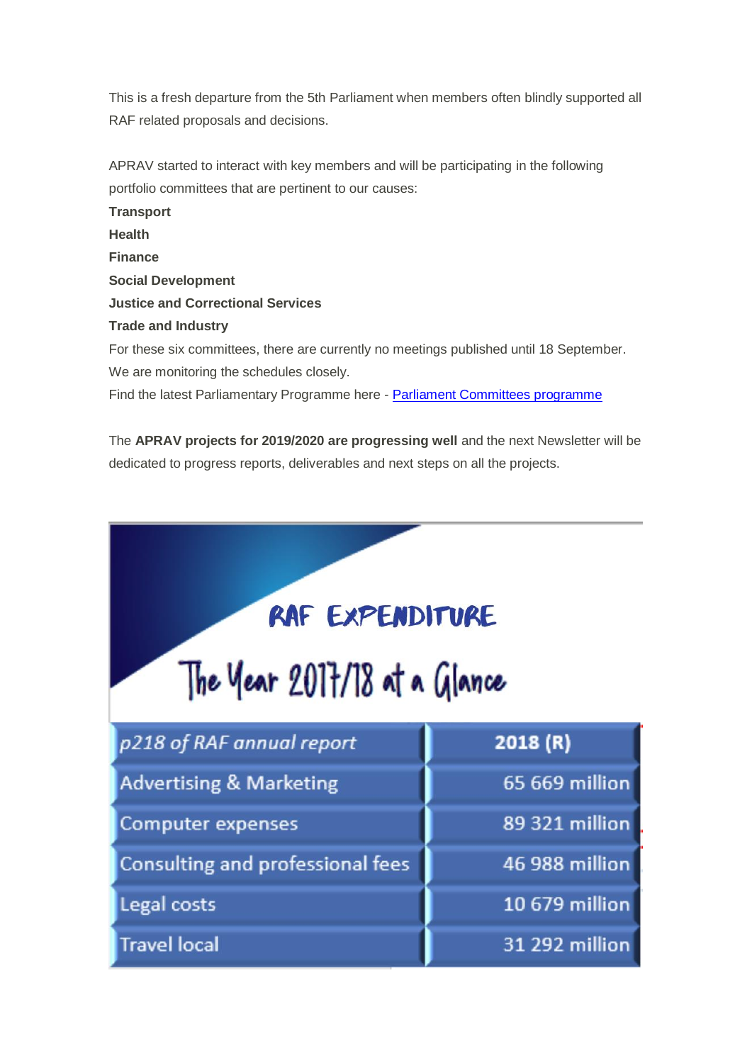This is a fresh departure from the 5th Parliament when members often blindly supported all RAF related proposals and decisions.

APRAV started to interact with key members and will be participating in the following portfolio committees that are pertinent to our causes:

**Transport**
**Health**
**Finance**
**Social Development**
**Justice and Correctional Services**
**Trade and Industry**

For these six committees, there are currently no meetings published until 18 September. We are monitoring the schedules closely.

Find the latest Parliamentary Programme here - [Parliament Committees programme]()

The **APRAV projects for 2019/2020 are progressing well** and the next Newsletter will be dedicated to progress reports, deliverables and next steps on all the projects.

## RAF EXPENDITURE

### The Year 2017/18 at a Glance

| *p218 of RAF annual report* | **2018 (R)** |
|---|---|
| Advertising & Marketing | 65 669 million |
| Computer expenses | 89 321 million |
| Consulting and professional fees | 46 988 million |
| Legal costs | 10 679 million |
| Travel local | 31 292 million |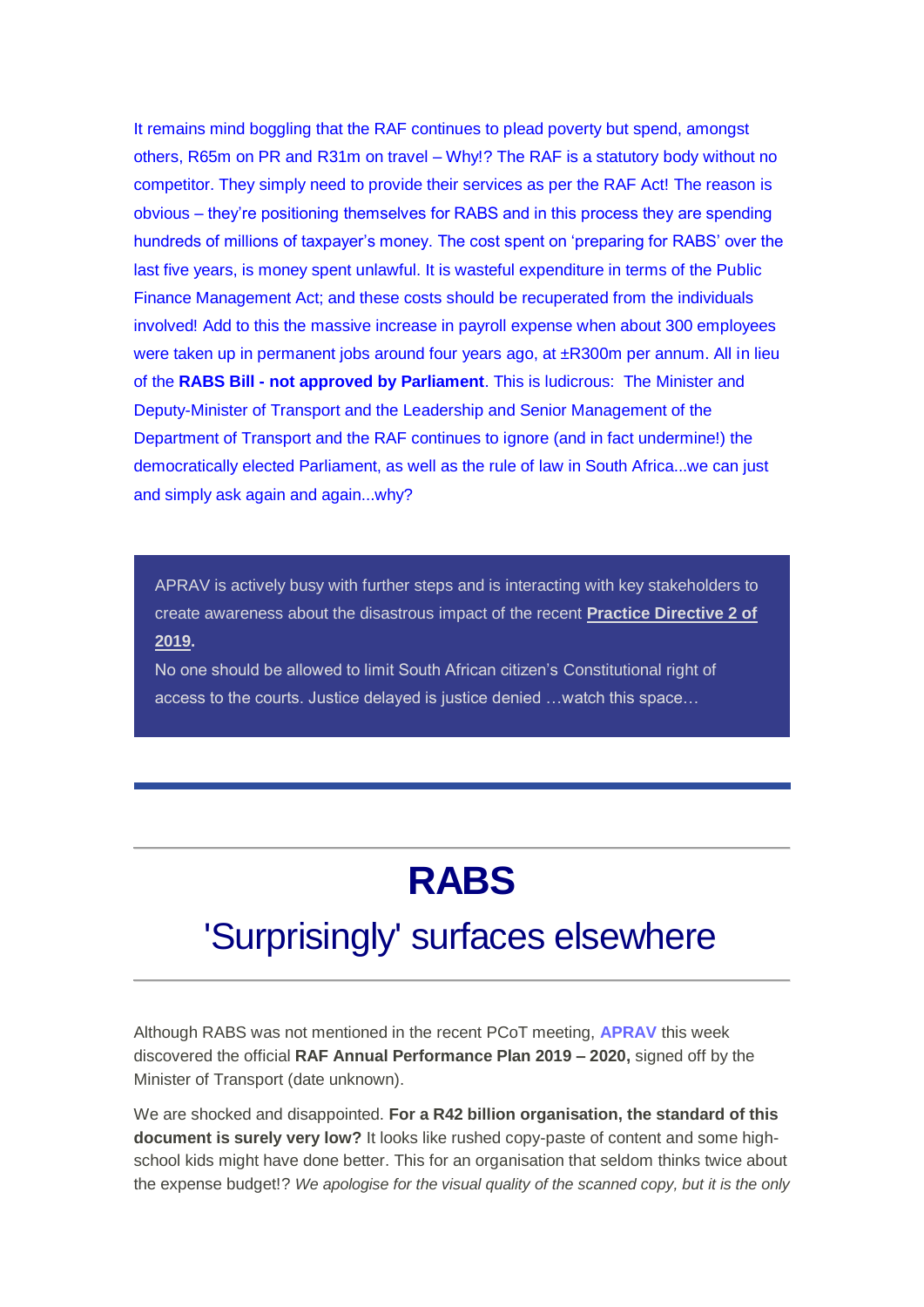It remains mind boggling that the RAF continues to plead poverty but spend, amongst others, R65m on PR and R31m on travel – Why!? The RAF is a statutory body without no competitor. They simply need to provide their services as per the RAF Act! The reason is obvious – they're positioning themselves for RABS and in this process they are spending hundreds of millions of taxpayer's money. The cost spent on 'preparing for RABS' over the last five years, is money spent unlawful. It is wasteful expenditure in terms of the Public Finance Management Act; and these costs should be recuperated from the individuals involved! Add to this the massive increase in payroll expense when about 300 employees were taken up in permanent jobs around four years ago, at ±R300m per annum. All in lieu of the **RABS Bill - not approved by Parliament**. This is ludicrous: The Minister and Deputy-Minister of Transport and the Leadership and Senior Management of the Department of Transport and the RAF continues to ignore (and in fact undermine!) the democratically elected Parliament, as well as the rule of law in South Africa...we can just and simply ask again and again...why?

APRAV is actively busy with further steps and is interacting with key stakeholders to create awareness about the disastrous impact of the recent **Practice Directive 2 of 2019**.
No one should be allowed to limit South African citizen's Constitutional right of access to the courts. Justice delayed is justice denied …watch this space…

---

# RABS

## 'Surprisingly' surfaces elsewhere

Although RABS was not mentioned in the recent PCoT meeting, **APRAV** this week discovered the official **RAF Annual Performance Plan 2019 – 2020,** signed off by the Minister of Transport (date unknown).

We are shocked and disappointed. **For a R42 billion organisation, the standard of this document is surely very low?** It looks like rushed copy-paste of content and some high-school kids might have done better. This for an organisation that seldom thinks twice about the expense budget!? *We apologise for the visual quality of the scanned copy, but it is the only*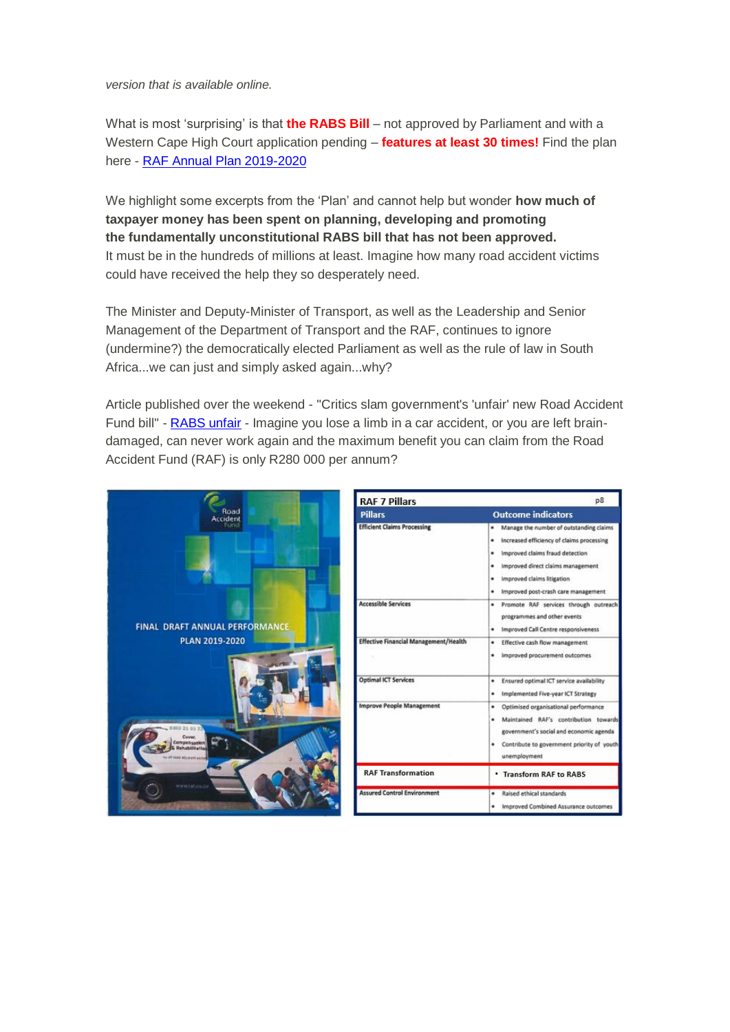*version that is available online.*

What is most 'surprising' is that **the RABS Bill** – not approved by Parliament and with a Western Cape High Court application pending – **features at least 30 times!** Find the plan here - [RAF Annual Plan 2019-2020]

We highlight some excerpts from the 'Plan' and cannot help but wonder **how much of taxpayer money has been spent on planning, developing and promoting the fundamentally unconstitutional RABS bill that has not been approved.** It must be in the hundreds of millions at least. Imagine how many road accident victims could have received the help they so desperately need.

The Minister and Deputy-Minister of Transport, as well as the Leadership and Senior Management of the Department of Transport and the RAF, continues to ignore (undermine?) the democratically elected Parliament as well as the rule of law in South Africa...we can just and simply asked again...why?

Article published over the weekend - "Critics slam government's 'unfair' new Road Accident Fund bill" - [RABS unfair] - Imagine you lose a limb in a car accident, or you are left brain-damaged, can never work again and the maximum benefit you can claim from the Road Accident Fund (RAF) is only R280 000 per annum?

Road Accident Fund

FINAL DRAFT ANNUAL PERFORMANCE PLAN 2019-2020

**RAF 7 Pillars** p8

| Pillars | Outcome indicators |
|---|---|
| Efficient Claims Processing | • Manage the number of outstanding claims<br>• Increased efficiency of claims processing<br>• Improved claims fraud detection<br>• Improved direct claims management<br>• Improved claims litigation<br>• Improved post-crash care management |
| Accessible Services | • Promote RAF services through outreach programmes and other events<br>• Improved Call Centre responsiveness |
| Effective Financial Management/Health | • Effective cash flow management<br>• Improved procurement outcomes |
| Optimal ICT Services | • Ensured optimal ICT service availability<br>• Implemented Five-year ICT Strategy |
| Improve People Management | • Optimised organisational performance<br>• Maintained RAF's contribution towards government's social and economic agenda<br>• Contribute to government priority of youth unemployment |
| RAF Transformation | • Transform RAF to RABS |
| Assured Control Environment | • Raised ethical standards<br>• Improved Combined Assurance outcomes |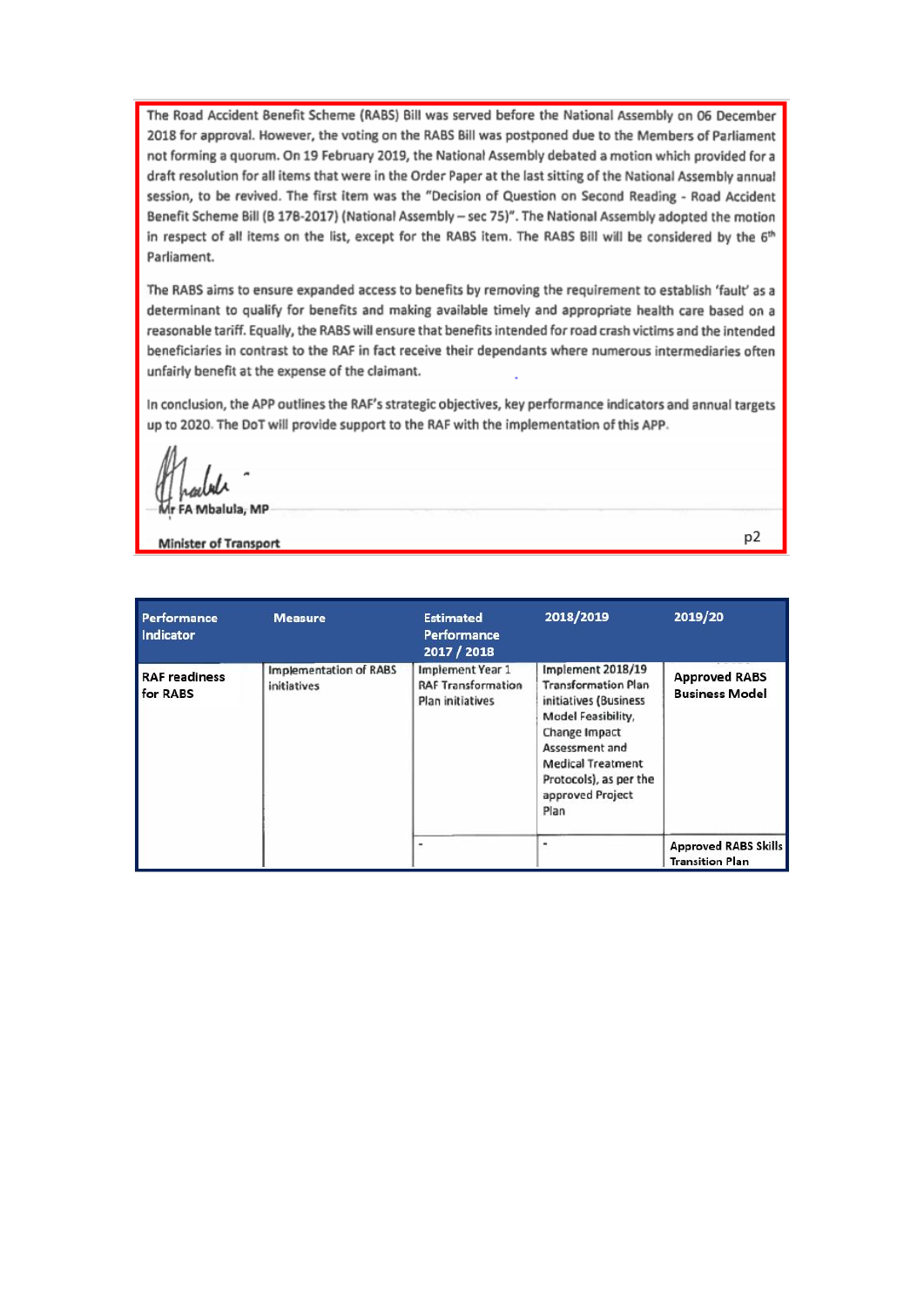The Road Accident Benefit Scheme (RABS) Bill was served before the National Assembly on 06 December 2018 for approval. However, the voting on the RABS Bill was postponed due to the Members of Parliament not forming a quorum. On 19 February 2019, the National Assembly debated a motion which provided for a draft resolution for all items that were in the Order Paper at the last sitting of the National Assembly annual session, to be revived. The first item was the "Decision of Question on Second Reading - Road Accident Benefit Scheme Bill (B 17B-2017) (National Assembly – sec 75)". The National Assembly adopted the motion in respect of all items on the list, except for the RABS item. The RABS Bill will be considered by the 6th Parliament.

The RABS aims to ensure expanded access to benefits by removing the requirement to establish 'fault' as a determinant to qualify for benefits and making available timely and appropriate health care based on a reasonable tariff. Equally, the RABS will ensure that benefits intended for road crash victims and the intended beneficiaries in contrast to the RAF in fact receive their dependants where numerous intermediaries often unfairly benefit at the expense of the claimant.

In conclusion, the APP outlines the RAF's strategic objectives, key performance indicators and annual targets up to 2020. The DoT will provide support to the RAF with the implementation of this APP.

Mr FA Mbalula, MP

Minister of Transport

p2

| Performance Indicator | Measure | Estimated Performance 2017 / 2018 | 2018/2019 | 2019/20 |
|---|---|---|---|---|
| RAF readiness for RABS | Implementation of RABS initiatives | Implement Year 1 RAF Transformation Plan initiatives | Implement 2018/19 Transformation Plan initiatives (Business Model Feasibility, Change Impact Assessment and Medical Treatment Protocols), as per the approved Project Plan | Approved RABS Business Model |
| | | - | - | Approved RABS Skills Transition Plan |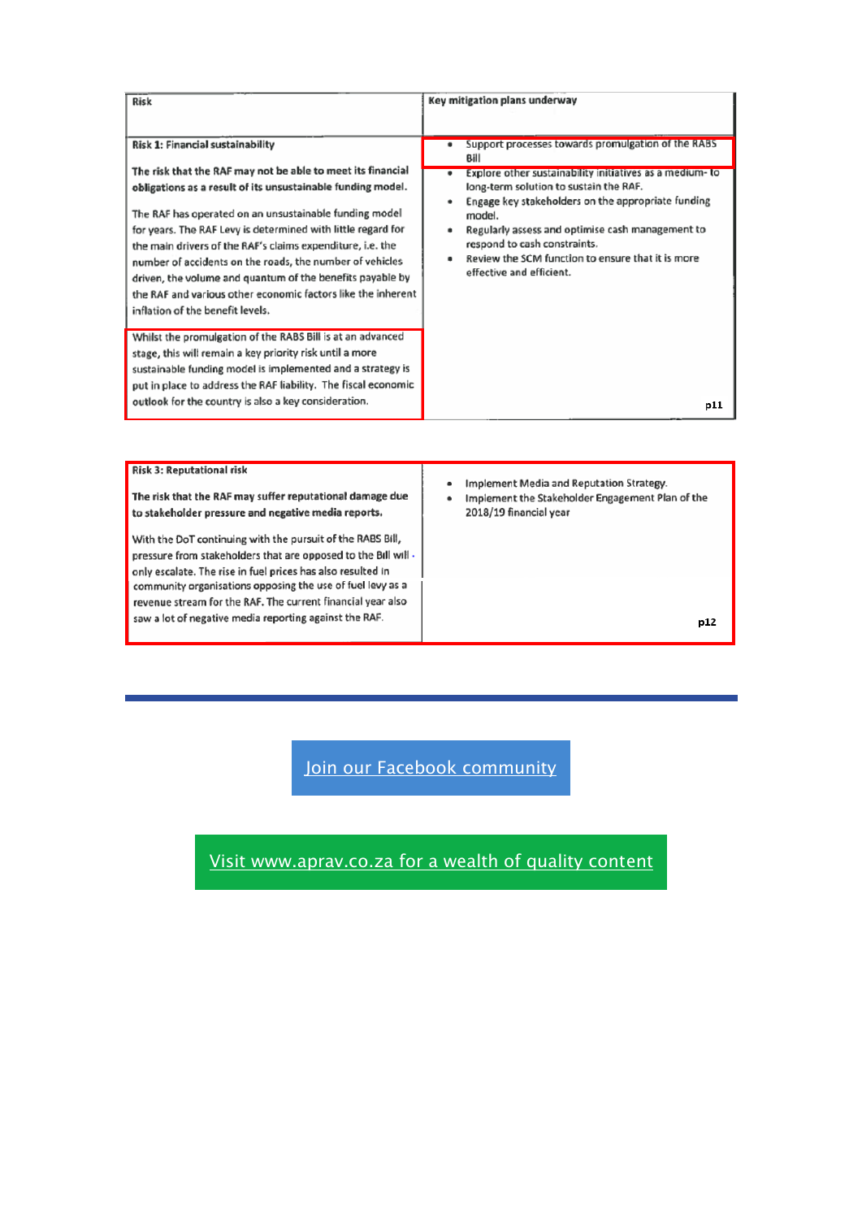| Risk | Key mitigation plans underway |
|---|---|
| **Risk 1: Financial sustainability**<br><br>**The risk that the RAF may not be able to meet its financial obligations as a result of its unsustainable funding model.**<br><br>The RAF has operated on an unsustainable funding model for years. The RAF Levy is determined with little regard for the main drivers of the RAF's claims expenditure, i.e. the number of accidents on the roads, the number of vehicles driven, the volume and quantum of the benefits payable by the RAF and various other economic factors like the inherent inflation of the benefit levels.<br><br>Whilst the promulgation of the RABS Bill is at an advanced stage, this will remain a key priority risk until a more sustainable funding model is implemented and a strategy is put in place to address the RAF liability. The fiscal economic outlook for the country is also a key consideration. | • Support processes towards promulgation of the RABS Bill<br>• Explore other sustainability initiatives as a medium- to long-term solution to sustain the RAF.<br>• Engage key stakeholders on the appropriate funding model.<br>• Regularly assess and optimise cash management to respond to cash constraints.<br>• Review the SCM function to ensure that it is more effective and efficient.<br><br>p11 |

| | |
|---|---|
| **Risk 3: Reputational risk**<br><br>**The risk that the RAF may suffer reputational damage due to stakeholder pressure and negative media reports.**<br><br>With the DoT continuing with the pursuit of the RABS Bill, pressure from stakeholders that are opposed to the Bill will only escalate. The rise in fuel prices has also resulted in community organisations opposing the use of fuel levy as a revenue stream for the RAF. The current financial year also saw a lot of negative media reporting against the RAF. | • Implement Media and Reputation Strategy.<br>• Implement the Stakeholder Engagement Plan of the 2018/19 financial year<br><br>p12 |

[Join our Facebook community]

[Visit www.aprav.co.za for a wealth of quality content]